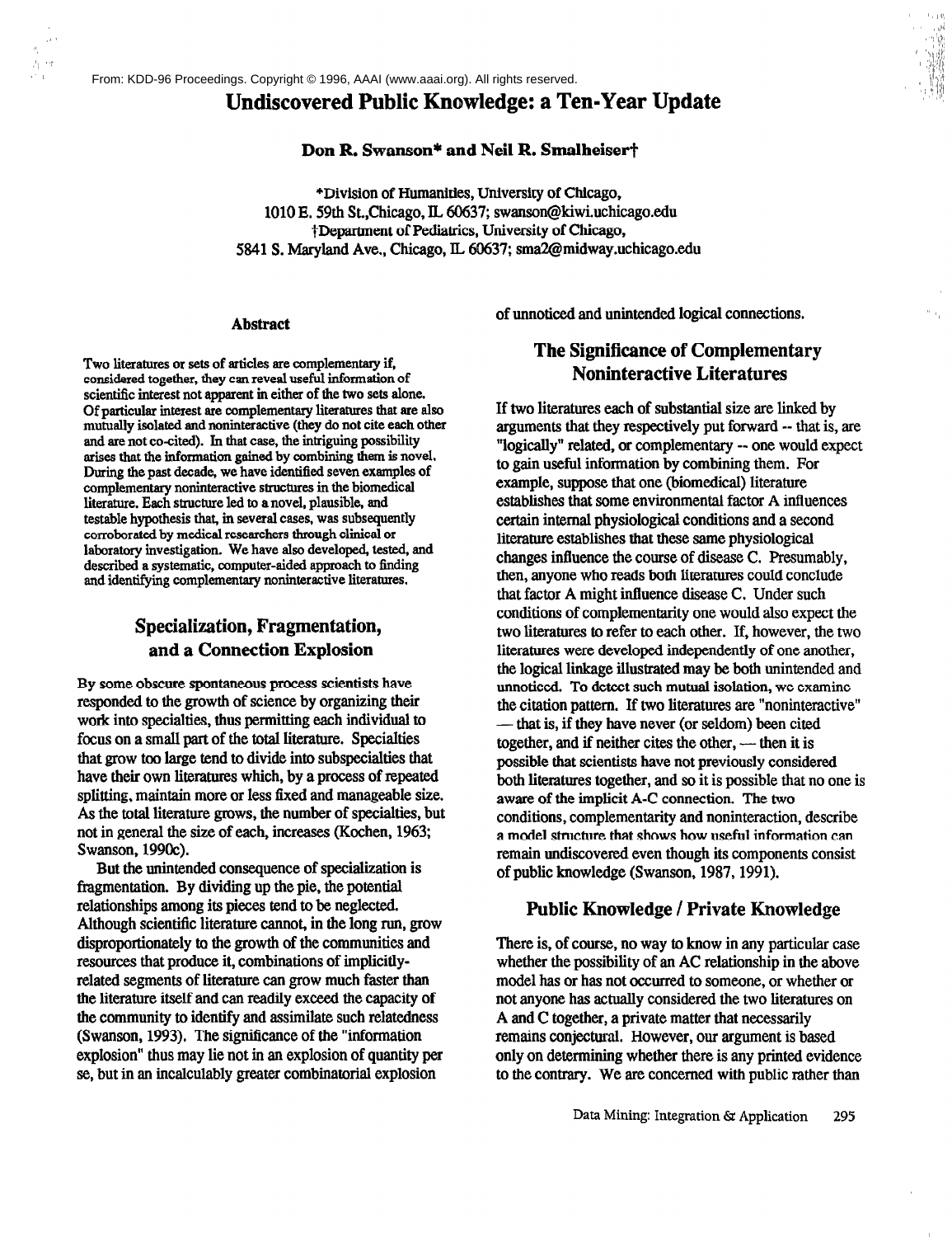From: KDD-96 Proceedings. Copyright © 1996, AAAI (www.aaai.org). All rights reserved.

# Undiscovered Public Knowledge: a Ten-Year Update

**Don R. Swanson\* and Neil R. Smalheiser†**

\*Division of Humanities, University of Chicago,
1010 E. 59th St.,Chicago, IL 60637; swanson@kiwi.uchicago.edu
†Department of Pediatrics, University of Chicago,
5841 S. Maryland Ave., Chicago, IL 60637; sma2@midway.uchicago.edu

## Abstract

Two literatures or sets of articles are complementary if, considered together, they can reveal useful information of scientific interest not apparent in either of the two sets alone. Of particular interest are complementary literatures that are also mutually isolated and noninteractive (they do not cite each other and are not co-cited). In that case, the intriguing possibility arises that the information gained by combining them is novel. During the past decade, we have identified seven examples of complementary noninteractive structures in the biomedical literature. Each structure led to a novel, plausible, and testable hypothesis that, in several cases, was subsequently corroborated by medical researchers through clinical or laboratory investigation. We have also developed, tested, and described a systematic, computer-aided approach to finding and identifying complementary noninteractive literatures.

## Specialization, Fragmentation, and a Connection Explosion

By some obscure spontaneous process scientists have responded to the growth of science by organizing their work into specialties, thus permitting each individual to focus on a small part of the total literature. Specialties that grow too large tend to divide into subspecialties that have their own literatures which, by a process of repeated splitting, maintain more or less fixed and manageable size. As the total literature grows, the number of specialties, but not in general the size of each, increases (Kochen, 1963; Swanson, 1990c).

But the unintended consequence of specialization is fragmentation. By dividing up the pie, the potential relationships among its pieces tend to be neglected. Although scientific literature cannot, in the long run, grow disproportionately to the growth of the communities and resources that produce it, combinations of implicitly-related segments of literature can grow much faster than the literature itself and can readily exceed the capacity of the community to identify and assimilate such relatedness (Swanson, 1993). The significance of the "information explosion" thus may lie not in an explosion of quantity per se, but in an incalculably greater combinatorial explosion of unnoticed and unintended logical connections.

## The Significance of Complementary Noninteractive Literatures

If two literatures each of substantial size are linked by arguments that they respectively put forward -- that is, are "logically" related, or complementary -- one would expect to gain useful information by combining them. For example, suppose that one (biomedical) literature establishes that some environmental factor A influences certain internal physiological conditions and a second literature establishes that these same physiological changes influence the course of disease C. Presumably, then, anyone who reads both literatures could conclude that factor A might influence disease C. Under such conditions of complementarity one would also expect the two literatures to refer to each other. If, however, the two literatures were developed independently of one another, the logical linkage illustrated may be both unintended and unnoticed. To detect such mutual isolation, we examine the citation pattern. If two literatures are "noninteractive" — that is, if they have never (or seldom) been cited together, and if neither cites the other, — then it is possible that scientists have not previously considered both literatures together, and so it is possible that no one is aware of the implicit A-C connection. The two conditions, complementarity and noninteraction, describe a model structure that shows how useful information can remain undiscovered even though its components consist of public knowledge (Swanson, 1987, 1991).

## Public Knowledge / Private Knowledge

There is, of course, no way to know in any particular case whether the possibility of an AC relationship in the above model has or has not occurred to someone, or whether or not anyone has actually considered the two literatures on A and C together, a private matter that necessarily remains conjectural. However, our argument is based only on determining whether there is any printed evidence to the contrary. We are concerned with public rather than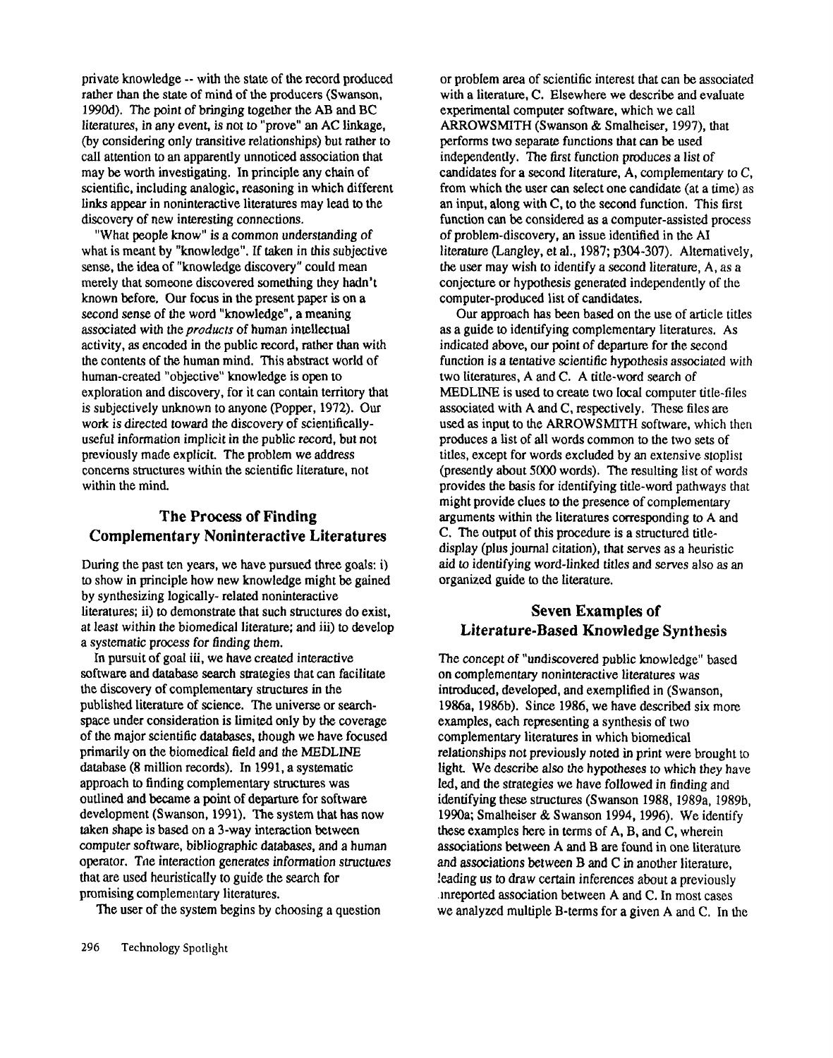private knowledge -- with the state of the record produced rather than the state of mind of the producers (Swanson, 1990d). The point of bringing together the AB and BC literatures, in any event, is not to "prove" an AC linkage, (by considering only transitive relationships) but rather to call attention to an apparently unnoticed association that may be worth investigating. In principle any chain of scientific, including analogic, reasoning in which different links appear in noninteractive literatures may lead to the discovery of new interesting connections.

"What people know" is a common understanding of what is meant by "knowledge". If taken in this subjective sense, the idea of "knowledge discovery" could mean merely that someone discovered something they hadn't known before. Our focus in the present paper is on a second sense of the word "knowledge", a meaning associated with the *products* of human intellectual activity, as encoded in the public record, rather than with the contents of the human mind. This abstract world of human-created "objective" knowledge is open to exploration and discovery, for it can contain territory that is subjectively unknown to anyone (Popper, 1972). Our work is directed toward the discovery of scientifically-useful information implicit in the public record, but not previously made explicit. The problem we address concerns structures within the scientific literature, not within the mind.

## The Process of Finding Complementary Noninteractive Literatures

During the past ten years, we have pursued three goals: i) to show in principle how new knowledge might be gained by synthesizing logically- related noninteractive literatures; ii) to demonstrate that such structures do exist, at least within the biomedical literature; and iii) to develop a systematic process for finding them.

In pursuit of goal iii, we have created interactive software and database search strategies that can facilitate the discovery of complementary structures in the published literature of science. The universe or search-space under consideration is limited only by the coverage of the major scientific databases, though we have focused primarily on the biomedical field and the MEDLINE database (8 million records). In 1991, a systematic approach to finding complementary structures was outlined and became a point of departure for software development (Swanson, 1991). The system that has now taken shape is based on a 3-way interaction between computer software, bibliographic databases, and a human operator. The interaction generates information structures that are used heuristically to guide the search for promising complementary literatures.

The user of the system begins by choosing a question or problem area of scientific interest that can be associated with a literature, C. Elsewhere we describe and evaluate experimental computer software, which we call ARROWSMITH (Swanson & Smalheiser, 1997), that performs two separate functions that can be used independently. The first function produces a list of candidates for a second literature, A, complementary to C, from which the user can select one candidate (at a time) as an input, along with C, to the second function. This first function can be considered as a computer-assisted process of problem-discovery, an issue identified in the AI literature (Langley, et al., 1987; p304-307). Alternatively, the user may wish to identify a second literature, A, as a conjecture or hypothesis generated independently of the computer-produced list of candidates.

Our approach has been based on the use of article titles as a guide to identifying complementary literatures. As indicated above, our point of departure for the second function is a tentative scientific hypothesis associated with two literatures, A and C. A title-word search of MEDLINE is used to create two local computer title-files associated with A and C, respectively. These files are used as input to the ARROWSMITH software, which then produces a list of all words common to the two sets of titles, except for words excluded by an extensive stoplist (presently about 5000 words). The resulting list of words provides the basis for identifying title-word pathways that might provide clues to the presence of complementary arguments within the literatures corresponding to A and C. The output of this procedure is a structured title-display (plus journal citation), that serves as a heuristic aid to identifying word-linked titles and serves also as an organized guide to the literature.

## Seven Examples of Literature-Based Knowledge Synthesis

The concept of "undiscovered public knowledge" based on complementary noninteractive literatures was introduced, developed, and exemplified in (Swanson, 1986a, 1986b). Since 1986, we have described six more examples, each representing a synthesis of two complementary literatures in which biomedical relationships not previously noted in print were brought to light. We describe also the hypotheses to which they have led, and the strategies we have followed in finding and identifying these structures (Swanson 1988, 1989a, 1989b, 1990a; Smalheiser & Swanson 1994, 1996). We identify these examples here in terms of A, B, and C, wherein associations between A and B are found in one literature and associations between B and C in another literature, leading us to draw certain inferences about a previously unreported association between A and C. In most cases we analyzed multiple B-terms for a given A and C. In the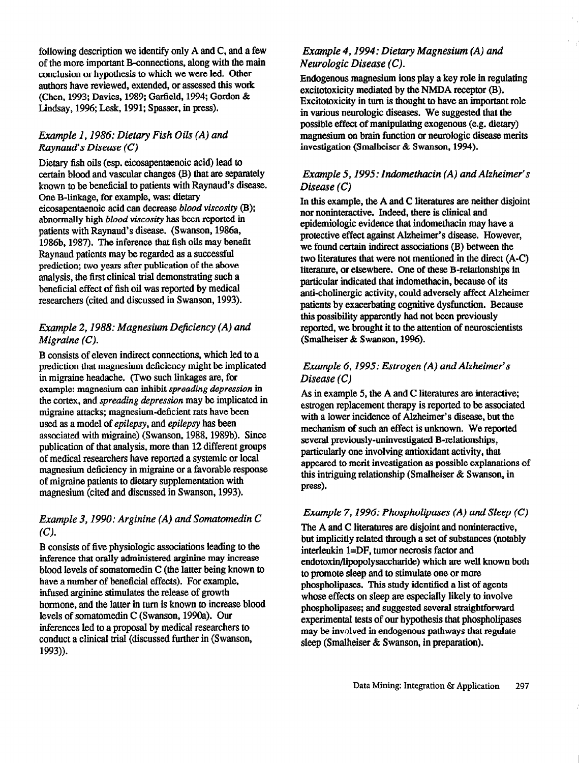following description we identify only A and C, and a few of the more important B-connections, along with the main conclusion or hypothesis to which we were led. Other authors have reviewed, extended, or assessed this work (Chen, 1993; Davies, 1989; Garfield, 1994; Gordon & Lindsay, 1996; Lesk, 1991; Spasser, in press).

### *Example 1, 1986: Dietary Fish Oils (A) and Raynaud's Disease (C)*

Dietary fish oils (esp. eicosapentaenoic acid) lead to certain blood and vascular changes (B) that are separately known to be beneficial to patients with Raynaud's disease. One B-linkage, for example, was: dietary eicosapentaenoic acid can decrease *blood viscosity* (B); abnormally high *blood viscosity* has been reported in patients with Raynaud's disease. (Swanson, 1986a, 1986b, 1987). The inference that fish oils may benefit Raynaud patients may be regarded as a successful prediction; two years after publication of the above analysis, the first clinical trial demonstrating such a beneficial effect of fish oil was reported by medical researchers (cited and discussed in Swanson, 1993).

### *Example 2, 1988: Magnesium Deficiency (A) and Migraine (C).*

B consists of eleven indirect connections, which led to a prediction that magnesium deficiency might be implicated in migraine headache. (Two such linkages are, for example: magnesium can inhibit *spreading depression* in the cortex, and *spreading depression* may be implicated in migraine attacks; magnesium-deficient rats have been used as a model of *epilepsy*, and *epilepsy* has been associated with migraine) (Swanson, 1988, 1989b). Since publication of that analysis, more than 12 different groups of medical researchers have reported a systemic or local magnesium deficiency in migraine or a favorable response of migraine patients to dietary supplementation with magnesium (cited and discussed in Swanson, 1993).

### *Example 3, 1990: Arginine (A) and Somatomedin C (C).*

B consists of five physiologic associations leading to the inference that orally administered arginine may increase blood levels of somatomedin C (the latter being known to have a number of beneficial effects). For example, infused arginine stimulates the release of growth hormone, and the latter in turn is known to increase blood levels of somatomedin C (Swanson, 1990a). Our inferences led to a proposal by medical researchers to conduct a clinical trial (discussed further in (Swanson, 1993)).

### *Example 4, 1994: Dietary Magnesium (A) and Neurologic Disease (C).*

Endogenous magnesium ions play a key role in regulating excitotoxicity mediated by the NMDA receptor (B). Excitotoxicity in turn is thought to have an important role in various neurologic diseases. We suggested that the possible effect of manipulating exogenous (e.g. dietary) magnesium on brain function or neurologic disease merits investigation (Smalheiser & Swanson, 1994).

### *Example 5, 1995: Indomethacin (A) and Alzheimer's Disease (C)*

In this example, the A and C literatures are neither disjoint nor noninteractive. Indeed, there is clinical and epidemiologic evidence that indomethacin may have a protective effect against Alzheimer's disease. However, we found certain indirect associations (B) between the two literatures that were not mentioned in the direct (A-C) literature, or elsewhere. One of these B-relationships in particular indicated that indomethacin, because of its anti-cholinergic activity, could adversely affect Alzheimer patients by exacerbating cognitive dysfunction. Because this possibility apparently had not been previously reported, we brought it to the attention of neuroscientists (Smalheiser & Swanson, 1996).

### *Example 6, 1995: Estrogen (A) and Alzheimer's Disease (C)*

As in example 5, the A and C literatures are interactive; estrogen replacement therapy is reported to be associated with a lower incidence of Alzheimer's disease, but the mechanism of such an effect is unknown. We reported several previously-uninvestigated B-relationships, particularly one involving antioxidant activity, that appeared to merit investigation as possible explanations of this intriguing relationship (Smalheiser & Swanson, in press).

### *Example 7, 1996: Phospholipases (A) and Sleep (C)*

The A and C literatures are disjoint and noninteractive, but implicitly related through a set of substances (notably interleukin 1=DF, tumor necrosis factor and endotoxin/lipopolysaccharide) which are well known both to promote sleep and to stimulate one or more phospholipases. This study identified a list of agents whose effects on sleep are especially likely to involve phospholipases; and suggested several straightforward experimental tests of our hypothesis that phospholipases may be involved in endogenous pathways that regulate sleep (Smalheiser & Swanson, in preparation).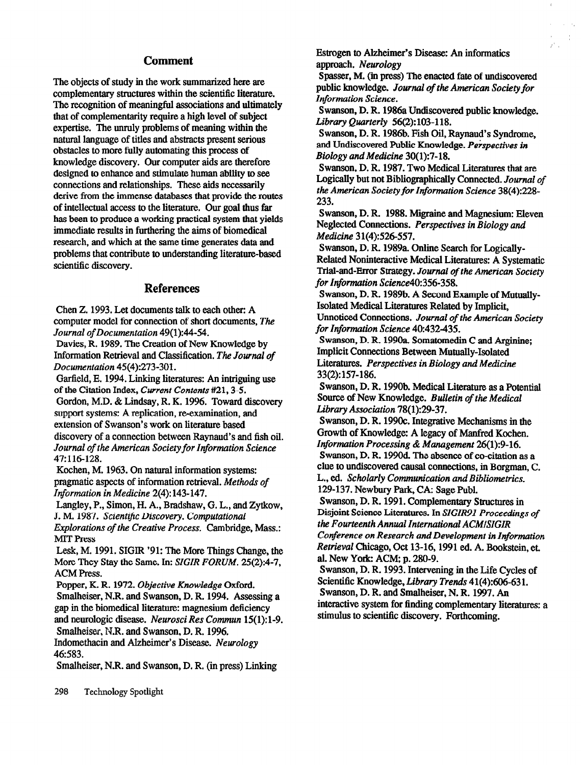## Comment

The objects of study in the work summarized here are complementary structures within the scientific literature. The recognition of meaningful associations and ultimately that of complementarity require a high level of subject expertise. The unruly problems of meaning within the natural language of titles and abstracts present serious obstacles to more fully automating this process of knowledge discovery. Our computer aids are therefore designed to enhance and stimulate human ability to see connections and relationships. These aids necessarily derive from the immense databases that provide the routes of intellectual access to the literature. Our goal thus far has been to produce a working practical system that yields immediate results in furthering the aims of biomedical research, and which at the same time generates data and problems that contribute to understanding literature-based scientific discovery.

## References

Chen Z. 1993. Let documents talk to each other: A computer model for connection of short documents, *The Journal of Documentation* 49(1):44-54.

Davies, R. 1989. The Creation of New Knowledge by Information Retrieval and Classification. *The Journal of Documentation* 45(4):273-301.

Garfield, E. 1994. Linking literatures: An intriguing use of the Citation Index, *Current Contents* #21, 3-5.

Gordon, M.D. & Lindsay, R. K. 1996. Toward discovery support systems: A replication, re-examination, and extension of Swanson's work on literature based discovery of a connection between Raynaud's and fish oil. *Journal of the American Society for Information Science* 47:116-128.

Kochen, M. 1963. On natural information systems: pragmatic aspects of information retrieval. *Methods of Information in Medicine* 2(4):143-147.

Langley, P., Simon, H. A., Bradshaw, G. L., and Zytkow, J. M. 1987. *Scientific Discovery. Computational Explorations of the Creative Process.* Cambridge, Mass.: MIT Press

Lesk, M. 1991. SIGIR '91: The More Things Change, the More They Stay the Same. In: *SIGIR FORUM*. 25(2):4-7, ACM Press.

Popper, K. R. 1972. *Objective Knowledge* Oxford.

Smalheiser, N.R. and Swanson, D. R. 1994. Assessing a gap in the biomedical literature: magnesium deficiency and neurologic disease. *Neurosci Res Commun* 15(1):1-9.

Smalheiser, N.R. and Swanson, D. R. 1996. Indomethacin and Alzheimer's Disease. *Neurology* 46:583.

Smalheiser, N.R. and Swanson, D. R. (in press) Linking Estrogen to Alzheimer's Disease: An informatics approach. *Neurology*

Spasser, M. (in press) The enacted fate of undiscovered public knowledge. *Journal of the American Society for Information Science*.

Swanson, D. R. 1986a Undiscovered public knowledge. *Library Quarterly* 56(2):103-118.

Swanson, D. R. 1986b. Fish Oil, Raynaud's Syndrome, and Undiscovered Public Knowledge. *Perspectives in Biology and Medicine* 30(1):7-18.

Swanson, D. R. 1987. Two Medical Literatures that are Logically but not Bibliographically Connected. *Journal of the American Society for Information Science* 38(4):228-233.

Swanson, D. R. 1988. Migraine and Magnesium: Eleven Neglected Connections. *Perspectives in Biology and Medicine* 31(4):526-557.

Swanson, D. R. 1989a. Online Search for Logically-Related Noninteractive Medical Literatures: A Systematic Trial-and-Error Strategy. *Journal of the American Society for Information Science*40:356-358.

Swanson, D. R. 1989b. A Second Example of Mutually-Isolated Medical Literatures Related by Implicit, Unnoticed Connections. *Journal of the American Society for Information Science* 40:432-435.

Swanson, D. R. 1990a. Somatomedin C and Arginine; Implicit Connections Between Mutually-Isolated Literatures. *Perspectives in Biology and Medicine* 33(2):157-186.

Swanson, D. R. 1990b. Medical Literature as a Potential Source of New Knowledge. *Bulletin of the Medical Library Association* 78(1):29-37.

Swanson, D. R. 1990c. Integrative Mechanisms in the Growth of Knowledge: A legacy of Manfred Kochen. *Information Processing & Management* 26(1):9-16.

Swanson, D. R. 1990d. The absence of co-citation as a clue to undiscovered causal connections, in Borgman, C. L., ed. *Scholarly Communication and Bibliometrics*. 129-137. Newbury Park, CA: Sage Publ.

Swanson, D. R. 1991. Complementary Structures in Disjoint Science Literatures. In *SIGIR91 Proceedings of the Fourteenth Annual International ACM/SIGIR Conference on Research and Development in Information Retrieval* Chicago, Oct 13-16, 1991 ed. A. Bookstein, et. al. New York: ACM; p. 280-9.

Swanson, D. R. 1993. Intervening in the Life Cycles of Scientific Knowledge, *Library Trends* 41(4):606-631.

Swanson, D. R. and Smalheiser, N. R. 1997. An interactive system for finding complementary literatures: a stimulus to scientific discovery. Forthcoming.